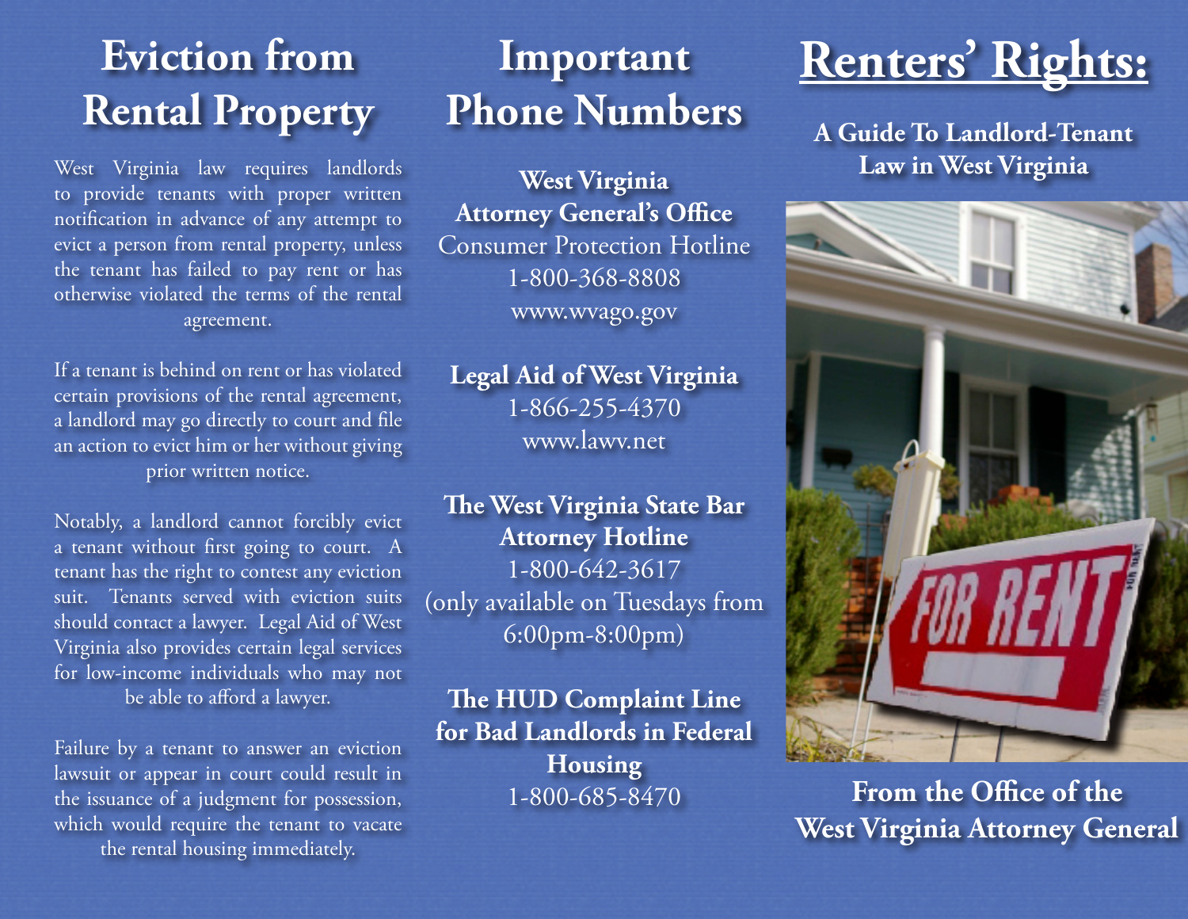# Eviction from Rental Property

West Virginia law requires landlords to provide tenants with proper written notification in advance of any attempt to evict a person from rental property, unless the tenant has failed to pay rent or has otherwise violated the terms of the rental agreement.

If a tenant is behind on rent or has violated certain provisions of the rental agreement, a landlord may go directly to court and file an action to evict him or her without giving prior written notice.

Notably, a landlord cannot forcibly evict a tenant without first going to court. A tenant has the right to contest any eviction suit. Tenants served with eviction suits should contact a lawyer. Legal Aid of West Virginia also provides certain legal services for low-income individuals who may not be able to afford a lawyer.

Failure by a tenant to answer an eviction lawsuit or appear in court could result in the issuance of a judgment for possession, which would require the tenant to vacate the rental housing immediately.

# Important Phone Numbers

**West Virginia Attorney General's Office**
Consumer Protection Hotline
1-800-368-8808
www.wvago.gov

**Legal Aid of West Virginia**
1-866-255-4370
www.lawv.net

**The West Virginia State Bar Attorney Hotline**
1-800-642-3617
(only available on Tuesdays from 6:00pm-8:00pm)

**The HUD Complaint Line for Bad Landlords in Federal Housing**
1-800-685-8470

# Renters' Rights:

**A Guide To Landlord-Tenant Law in West Virginia**

**From the Office of the West Virginia Attorney General**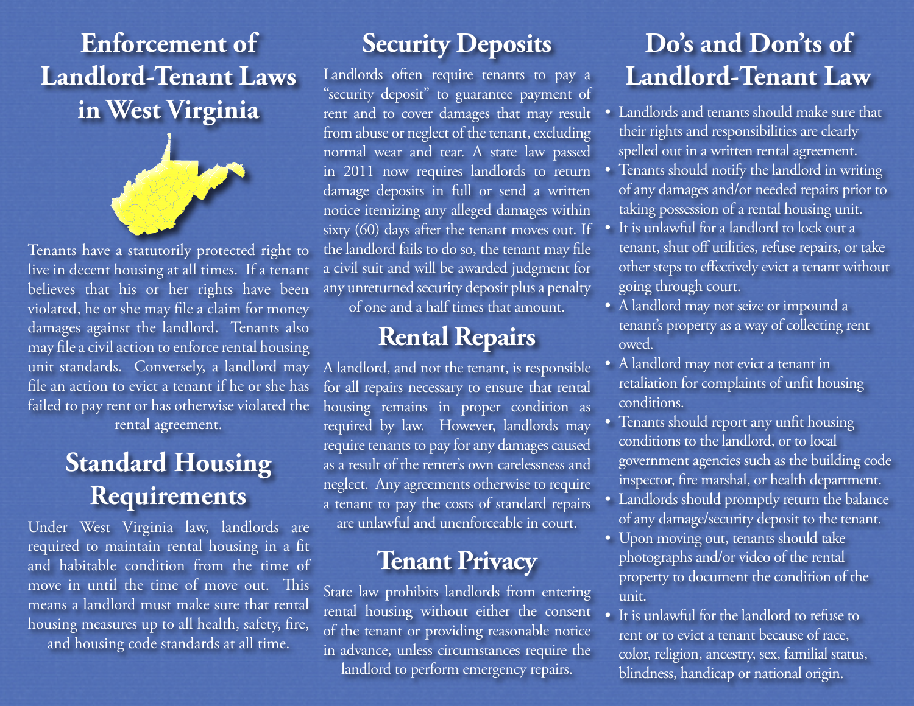# Enforcement of Landlord-Tenant Laws in West Virginia

Tenants have a statutorily protected right to live in decent housing at all times. If a tenant believes that his or her rights have been violated, he or she may file a claim for money damages against the landlord. Tenants also may file a civil action to enforce rental housing unit standards. Conversely, a landlord may file an action to evict a tenant if he or she has failed to pay rent or has otherwise violated the rental agreement.

## Standard Housing Requirements

Under West Virginia law, landlords are required to maintain rental housing in a fit and habitable condition from the time of move in until the time of move out. This means a landlord must make sure that rental housing measures up to all health, safety, fire, and housing code standards at all time.

## Security Deposits

Landlords often require tenants to pay a "security deposit" to guarantee payment of rent and to cover damages that may result from abuse or neglect of the tenant, excluding normal wear and tear. A state law passed in 2011 now requires landlords to return damage deposits in full or send a written notice itemizing any alleged damages within sixty (60) days after the tenant moves out. If the landlord fails to do so, the tenant may file a civil suit and will be awarded judgment for any unreturned security deposit plus a penalty of one and a half times that amount.

## Rental Repairs

A landlord, and not the tenant, is responsible for all repairs necessary to ensure that rental housing remains in proper condition as required by law. However, landlords may require tenants to pay for any damages caused as a result of the renter's own carelessness and neglect. Any agreements otherwise to require a tenant to pay the costs of standard repairs are unlawful and unenforceable in court.

## Tenant Privacy

State law prohibits landlords from entering rental housing without either the consent of the tenant or providing reasonable notice in advance, unless circumstances require the landlord to perform emergency repairs.

## Do's and Don'ts of Landlord-Tenant Law

- Landlords and tenants should make sure that their rights and responsibilities are clearly spelled out in a written rental agreement.
- Tenants should notify the landlord in writing of any damages and/or needed repairs prior to taking possession of a rental housing unit.
- It is unlawful for a landlord to lock out a tenant, shut off utilities, refuse repairs, or take other steps to effectively evict a tenant without going through court.
- A landlord may not seize or impound a tenant's property as a way of collecting rent owed.
- A landlord may not evict a tenant in retaliation for complaints of unfit housing conditions.
- Tenants should report any unfit housing conditions to the landlord, or to local government agencies such as the building code inspector, fire marshal, or health department.
- Landlords should promptly return the balance of any damage/security deposit to the tenant.
- Upon moving out, tenants should take photographs and/or video of the rental property to document the condition of the unit.
- It is unlawful for the landlord to refuse to rent or to evict a tenant because of race, color, religion, ancestry, sex, familial status, blindness, handicap or national origin.